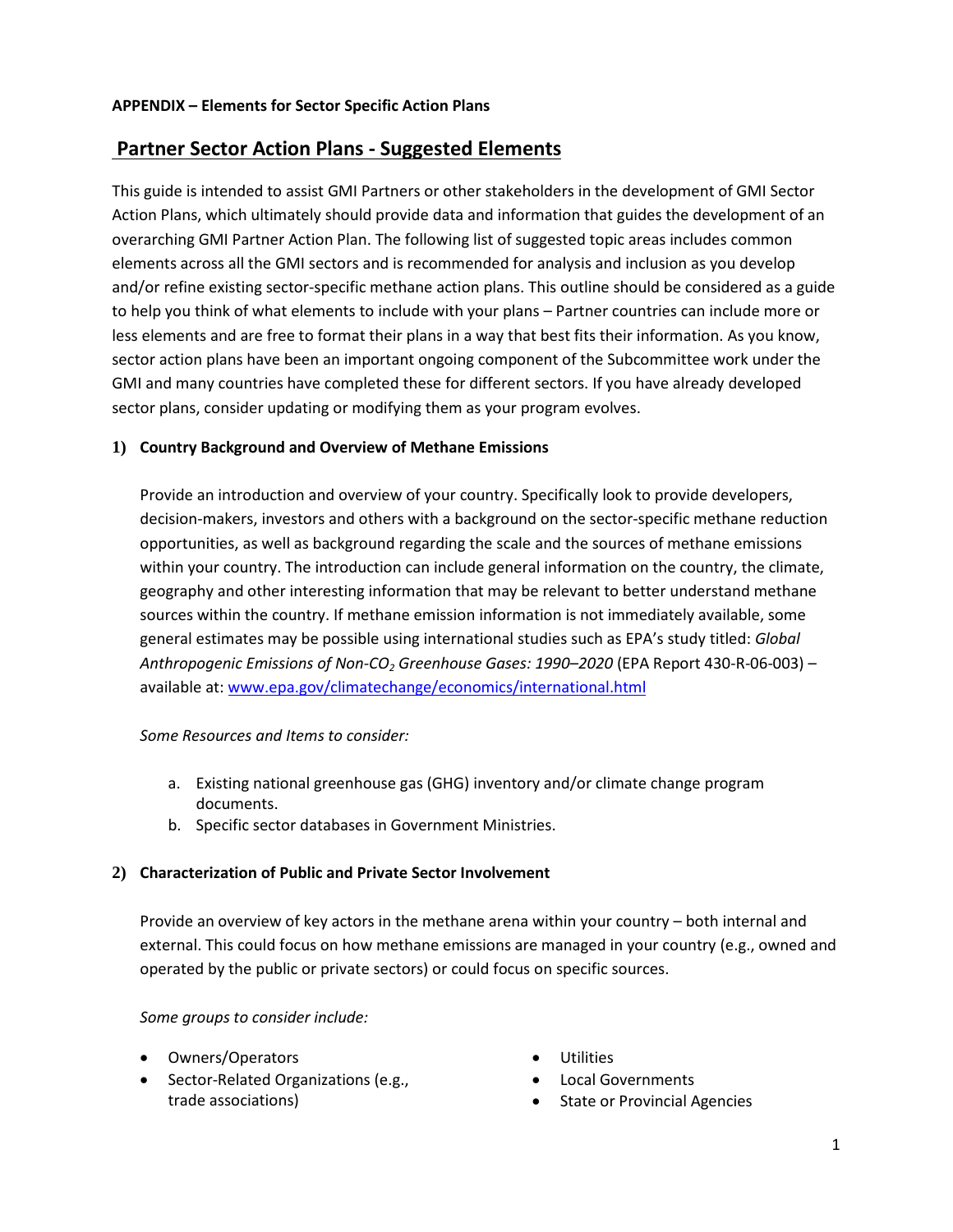**APPENDIX – Elements for Sector Specific Action Plans**

## Partner Sector Action Plans - Suggested Elements

This guide is intended to assist GMI Partners or other stakeholders in the development of GMI Sector Action Plans, which ultimately should provide data and information that guides the development of an overarching GMI Partner Action Plan. The following list of suggested topic areas includes common elements across all the GMI sectors and is recommended for analysis and inclusion as you develop and/or refine existing sector-specific methane action plans. This outline should be considered as a guide to help you think of what elements to include with your plans – Partner countries can include more or less elements and are free to format their plans in a way that best fits their information. As you know, sector action plans have been an important ongoing component of the Subcommittee work under the GMI and many countries have completed these for different sectors. If you have already developed sector plans, consider updating or modifying them as your program evolves.

### 1) Country Background and Overview of Methane Emissions

Provide an introduction and overview of your country. Specifically look to provide developers, decision-makers, investors and others with a background on the sector-specific methane reduction opportunities, as well as background regarding the scale and the sources of methane emissions within your country. The introduction can include general information on the country, the climate, geography and other interesting information that may be relevant to better understand methane sources within the country. If methane emission information is not immediately available, some general estimates may be possible using international studies such as EPA's study titled: *Global Anthropogenic Emissions of Non-$CO_2$ Greenhouse Gases: 1990–2020* (EPA Report 430-R-06-003) – available at: [www.epa.gov/climatechange/economics/international.html](www.epa.gov/climatechange/economics/international.html)

*Some Resources and Items to consider:*

a. Existing national greenhouse gas (GHG) inventory and/or climate change program documents.
b. Specific sector databases in Government Ministries.

### 2) Characterization of Public and Private Sector Involvement

Provide an overview of key actors in the methane arena within your country – both internal and external. This could focus on how methane emissions are managed in your country (e.g., owned and operated by the public or private sectors) or could focus on specific sources.

*Some groups to consider include:*

- Owners/Operators
- Sector-Related Organizations (e.g., trade associations)
- Utilities
- Local Governments
- State or Provincial Agencies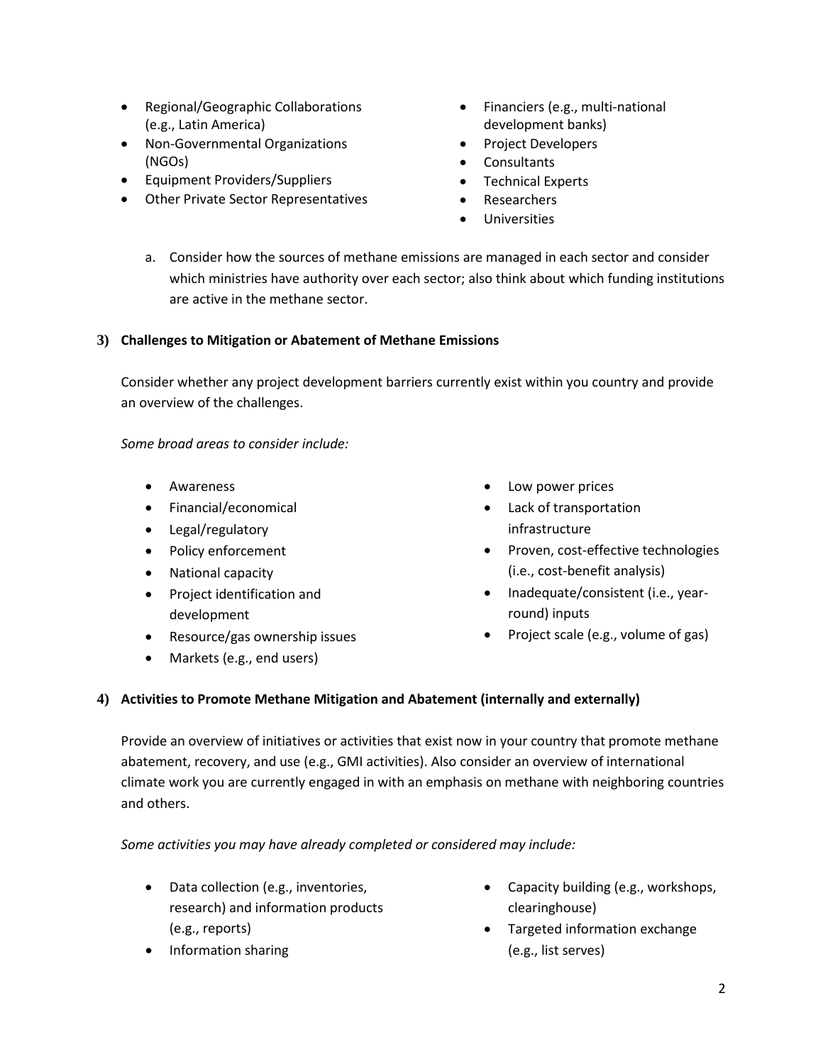- Regional/Geographic Collaborations (e.g., Latin America)
- Non-Governmental Organizations (NGOs)
- Equipment Providers/Suppliers
- Other Private Sector Representatives
- Financiers (e.g., multi-national development banks)
- Project Developers
- Consultants
- Technical Experts
- Researchers
- Universities

a. Consider how the sources of methane emissions are managed in each sector and consider which ministries have authority over each sector; also think about which funding institutions are active in the methane sector.

**3) Challenges to Mitigation or Abatement of Methane Emissions**

Consider whether any project development barriers currently exist within you country and provide an overview of the challenges.

*Some broad areas to consider include:*

- Awareness
- Financial/economical
- Legal/regulatory
- Policy enforcement
- National capacity
- Project identification and development
- Resource/gas ownership issues
- Markets (e.g., end users)
- Low power prices
- Lack of transportation infrastructure
- Proven, cost-effective technologies (i.e., cost-benefit analysis)
- Inadequate/consistent (i.e., year-round) inputs
- Project scale (e.g., volume of gas)

**4) Activities to Promote Methane Mitigation and Abatement (internally and externally)**

Provide an overview of initiatives or activities that exist now in your country that promote methane abatement, recovery, and use (e.g., GMI activities). Also consider an overview of international climate work you are currently engaged in with an emphasis on methane with neighboring countries and others.

*Some activities you may have already completed or considered may include:*

- Data collection (e.g., inventories, research) and information products (e.g., reports)
- Information sharing
- Capacity building (e.g., workshops, clearinghouse)
- Targeted information exchange (e.g., list serves)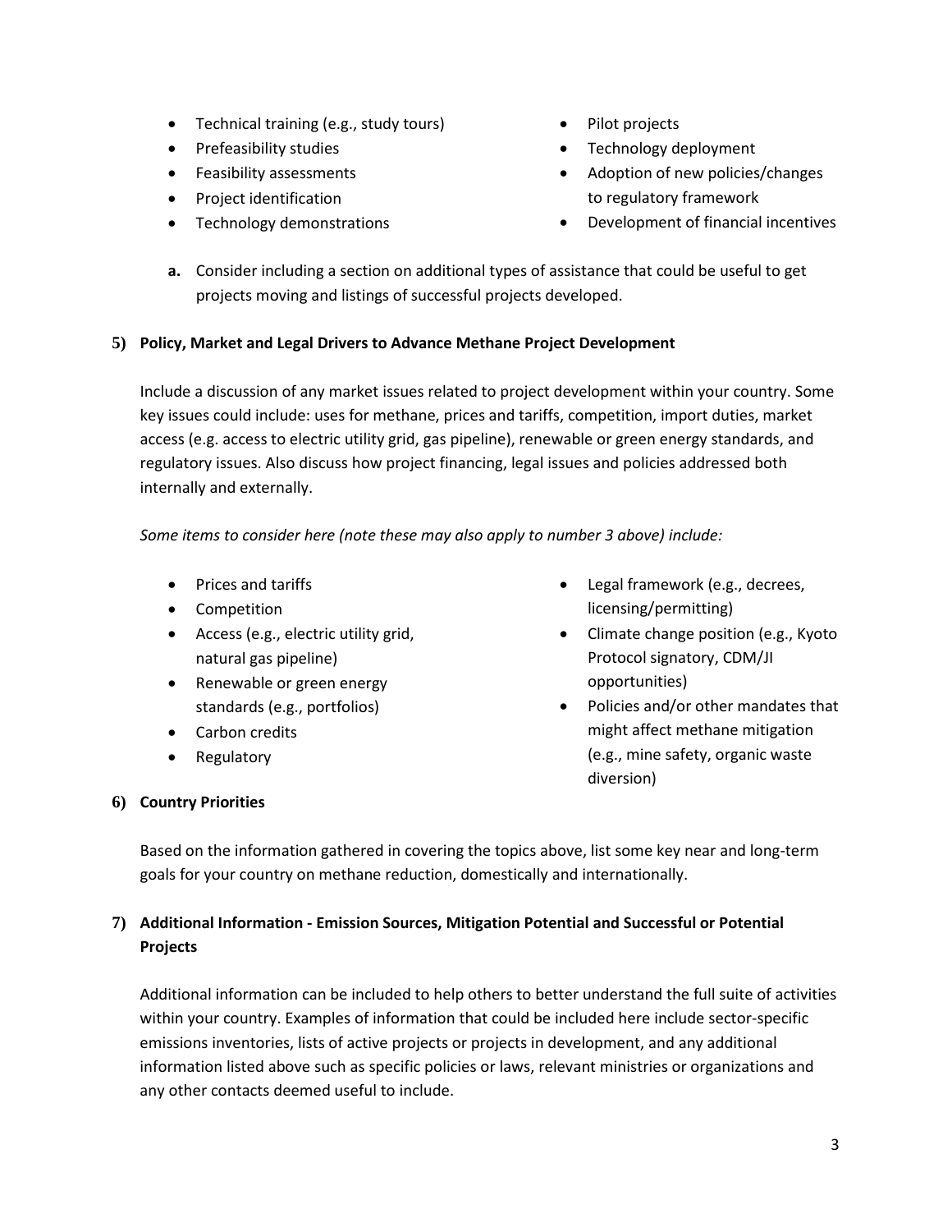- Technical training (e.g., study tours)
- Prefeasibility studies
- Feasibility assessments
- Project identification
- Technology demonstrations
- Pilot projects
- Technology deployment
- Adoption of new policies/changes to regulatory framework
- Development of financial incentives

**a.** Consider including a section on additional types of assistance that could be useful to get projects moving and listings of successful projects developed.

**5) Policy, Market and Legal Drivers to Advance Methane Project Development**

Include a discussion of any market issues related to project development within your country. Some key issues could include: uses for methane, prices and tariffs, competition, import duties, market access (e.g. access to electric utility grid, gas pipeline), renewable or green energy standards, and regulatory issues. Also discuss how project financing, legal issues and policies addressed both internally and externally.

*Some items to consider here (note these may also apply to number 3 above) include:*

- Prices and tariffs
- Competition
- Access (e.g., electric utility grid, natural gas pipeline)
- Renewable or green energy standards (e.g., portfolios)
- Carbon credits
- Regulatory
- Legal framework (e.g., decrees, licensing/permitting)
- Climate change position (e.g., Kyoto Protocol signatory, CDM/JI opportunities)
- Policies and/or other mandates that might affect methane mitigation (e.g., mine safety, organic waste diversion)

**6) Country Priorities**

Based on the information gathered in covering the topics above, list some key near and long-term goals for your country on methane reduction, domestically and internationally.

**7) Additional Information - Emission Sources, Mitigation Potential and Successful or Potential Projects**

Additional information can be included to help others to better understand the full suite of activities within your country. Examples of information that could be included here include sector-specific emissions inventories, lists of active projects or projects in development, and any additional information listed above such as specific policies or laws, relevant ministries or organizations and any other contacts deemed useful to include.